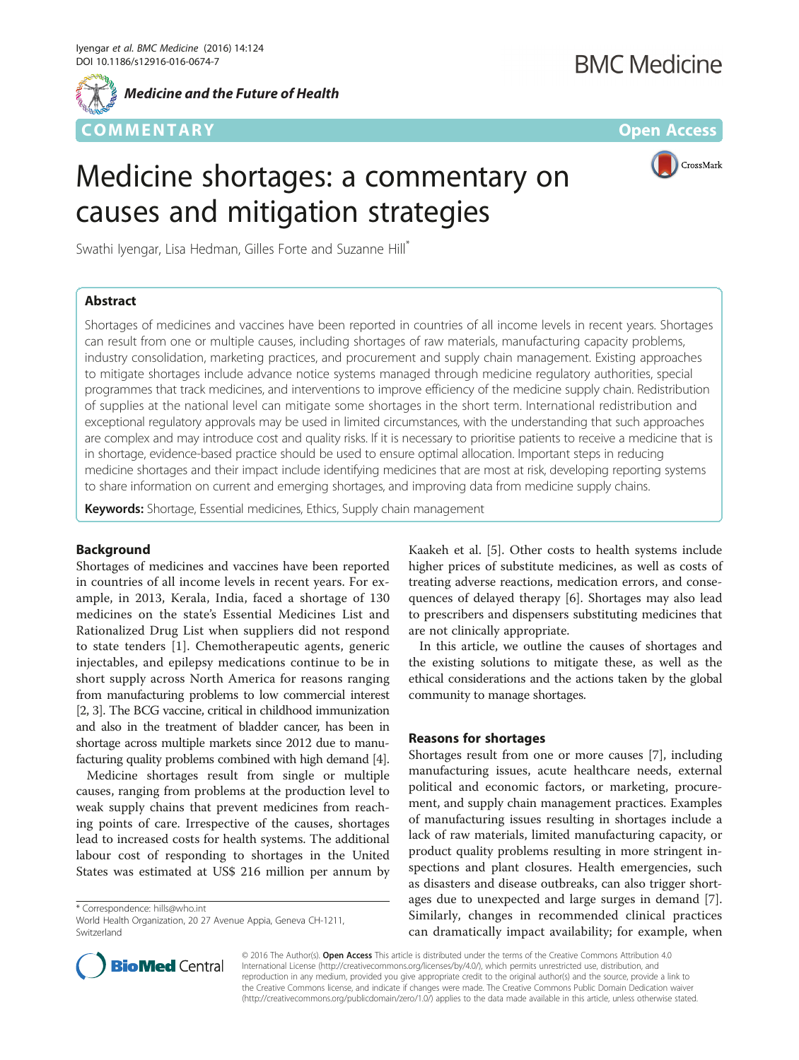Medicine and the Future of Health

COMMENTARY

Open Access

# Medicine shortages: a commentary on causes and mitigation strategies

Swathi Iyengar, Lisa Hedman, Gilles Forte and Suzanne Hill*

## Abstract

Shortages of medicines and vaccines have been reported in countries of all income levels in recent years. Shortages can result from one or multiple causes, including shortages of raw materials, manufacturing capacity problems, industry consolidation, marketing practices, and procurement and supply chain management. Existing approaches to mitigate shortages include advance notice systems managed through medicine regulatory authorities, special programmes that track medicines, and interventions to improve efficiency of the medicine supply chain. Redistribution of supplies at the national level can mitigate some shortages in the short term. International redistribution and exceptional regulatory approvals may be used in limited circumstances, with the understanding that such approaches are complex and may introduce cost and quality risks. If it is necessary to prioritise patients to receive a medicine that is in shortage, evidence-based practice should be used to ensure optimal allocation. Important steps in reducing medicine shortages and their impact include identifying medicines that are most at risk, developing reporting systems to share information on current and emerging shortages, and improving data from medicine supply chains.

**Keywords:** Shortage, Essential medicines, Ethics, Supply chain management

## Background

Shortages of medicines and vaccines have been reported in countries of all income levels in recent years. For example, in 2013, Kerala, India, faced a shortage of 130 medicines on the state's Essential Medicines List and Rationalized Drug List when suppliers did not respond to state tenders [1]. Chemotherapeutic agents, generic injectables, and epilepsy medications continue to be in short supply across North America for reasons ranging from manufacturing problems to low commercial interest [2, 3]. The BCG vaccine, critical in childhood immunization and also in the treatment of bladder cancer, has been in shortage across multiple markets since 2012 due to manufacturing quality problems combined with high demand [4].

Medicine shortages result from single or multiple causes, ranging from problems at the production level to weak supply chains that prevent medicines from reaching points of care. Irrespective of the causes, shortages lead to increased costs for health systems. The additional labour cost of responding to shortages in the United States was estimated at US$ 216 million per annum by Kaakeh et al. [5]. Other costs to health systems include higher prices of substitute medicines, as well as costs of treating adverse reactions, medication errors, and consequences of delayed therapy [6]. Shortages may also lead to prescribers and dispensers substituting medicines that are not clinically appropriate.

In this article, we outline the causes of shortages and the existing solutions to mitigate these, as well as the ethical considerations and the actions taken by the global community to manage shortages.

## Reasons for shortages

Shortages result from one or more causes [7], including manufacturing issues, acute healthcare needs, external political and economic factors, or marketing, procurement, and supply chain management practices. Examples of manufacturing issues resulting in shortages include a lack of raw materials, limited manufacturing capacity, or product quality problems resulting in more stringent inspections and plant closures. Health emergencies, such as disasters and disease outbreaks, can also trigger shortages due to unexpected and large surges in demand [7]. Similarly, changes in recommended clinical practices can dramatically impact availability; for example, when

* Correspondence: hills@who.int
World Health Organization, 20 27 Avenue Appia, Geneva CH-1211, Switzerland

© 2016 The Author(s). **Open Access** This article is distributed under the terms of the Creative Commons Attribution 4.0 International License (http://creativecommons.org/licenses/by/4.0/), which permits unrestricted use, distribution, and reproduction in any medium, provided you give appropriate credit to the original author(s) and the source, provide a link to the Creative Commons license, and indicate if changes were made. The Creative Commons Public Domain Dedication waiver (http://creativecommons.org/publicdomain/zero/1.0/) applies to the data made available in this article, unless otherwise stated.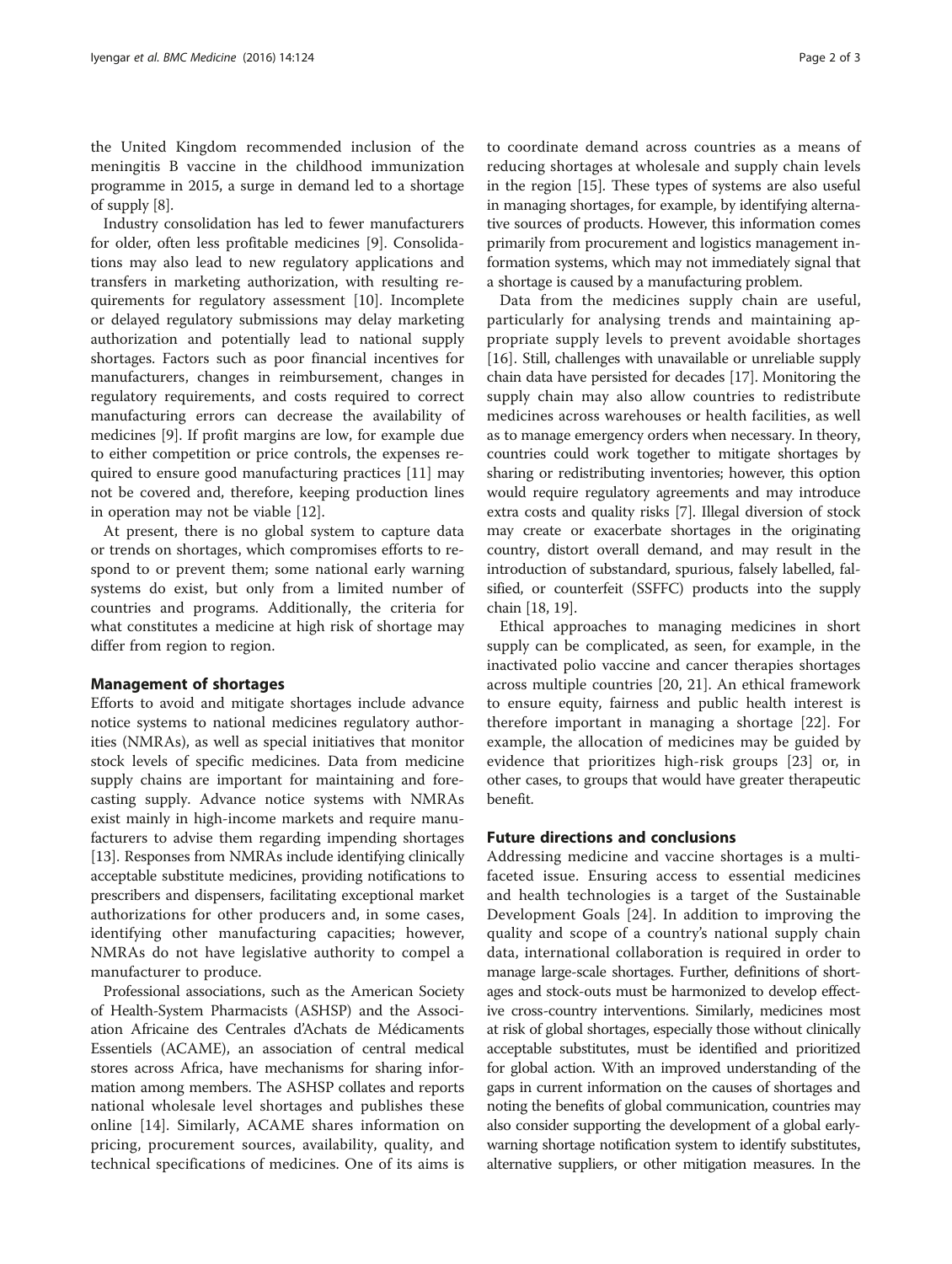the United Kingdom recommended inclusion of the meningitis B vaccine in the childhood immunization programme in 2015, a surge in demand led to a shortage of supply [8].

Industry consolidation has led to fewer manufacturers for older, often less profitable medicines [9]. Consolidations may also lead to new regulatory applications and transfers in marketing authorization, with resulting requirements for regulatory assessment [10]. Incomplete or delayed regulatory submissions may delay marketing authorization and potentially lead to national supply shortages. Factors such as poor financial incentives for manufacturers, changes in reimbursement, changes in regulatory requirements, and costs required to correct manufacturing errors can decrease the availability of medicines [9]. If profit margins are low, for example due to either competition or price controls, the expenses required to ensure good manufacturing practices [11] may not be covered and, therefore, keeping production lines in operation may not be viable [12].

At present, there is no global system to capture data or trends on shortages, which compromises efforts to respond to or prevent them; some national early warning systems do exist, but only from a limited number of countries and programs. Additionally, the criteria for what constitutes a medicine at high risk of shortage may differ from region to region.

## Management of shortages

Efforts to avoid and mitigate shortages include advance notice systems to national medicines regulatory authorities (NMRAs), as well as special initiatives that monitor stock levels of specific medicines. Data from medicine supply chains are important for maintaining and forecasting supply. Advance notice systems with NMRAs exist mainly in high-income markets and require manufacturers to advise them regarding impending shortages [13]. Responses from NMRAs include identifying clinically acceptable substitute medicines, providing notifications to prescribers and dispensers, facilitating exceptional market authorizations for other producers and, in some cases, identifying other manufacturing capacities; however, NMRAs do not have legislative authority to compel a manufacturer to produce.

Professional associations, such as the American Society of Health-System Pharmacists (ASHSP) and the Association Africaine des Centrales d'Achats de Médicaments Essentiels (ACAME), an association of central medical stores across Africa, have mechanisms for sharing information among members. The ASHSP collates and reports national wholesale level shortages and publishes these online [14]. Similarly, ACAME shares information on pricing, procurement sources, availability, quality, and technical specifications of medicines. One of its aims is to coordinate demand across countries as a means of reducing shortages at wholesale and supply chain levels in the region [15]. These types of systems are also useful in managing shortages, for example, by identifying alternative sources of products. However, this information comes primarily from procurement and logistics management information systems, which may not immediately signal that a shortage is caused by a manufacturing problem.

Data from the medicines supply chain are useful, particularly for analysing trends and maintaining appropriate supply levels to prevent avoidable shortages [16]. Still, challenges with unavailable or unreliable supply chain data have persisted for decades [17]. Monitoring the supply chain may also allow countries to redistribute medicines across warehouses or health facilities, as well as to manage emergency orders when necessary. In theory, countries could work together to mitigate shortages by sharing or redistributing inventories; however, this option would require regulatory agreements and may introduce extra costs and quality risks [7]. Illegal diversion of stock may create or exacerbate shortages in the originating country, distort overall demand, and may result in the introduction of substandard, spurious, falsely labelled, falsified, or counterfeit (SSFFC) products into the supply chain [18, 19].

Ethical approaches to managing medicines in short supply can be complicated, as seen, for example, in the inactivated polio vaccine and cancer therapies shortages across multiple countries [20, 21]. An ethical framework to ensure equity, fairness and public health interest is therefore important in managing a shortage [22]. For example, the allocation of medicines may be guided by evidence that prioritizes high-risk groups [23] or, in other cases, to groups that would have greater therapeutic benefit.

## Future directions and conclusions

Addressing medicine and vaccine shortages is a multifaceted issue. Ensuring access to essential medicines and health technologies is a target of the Sustainable Development Goals [24]. In addition to improving the quality and scope of a country's national supply chain data, international collaboration is required in order to manage large-scale shortages. Further, definitions of shortages and stock-outs must be harmonized to develop effective cross-country interventions. Similarly, medicines most at risk of global shortages, especially those without clinically acceptable substitutes, must be identified and prioritized for global action. With an improved understanding of the gaps in current information on the causes of shortages and noting the benefits of global communication, countries may also consider supporting the development of a global early-warning shortage notification system to identify substitutes, alternative suppliers, or other mitigation measures. In the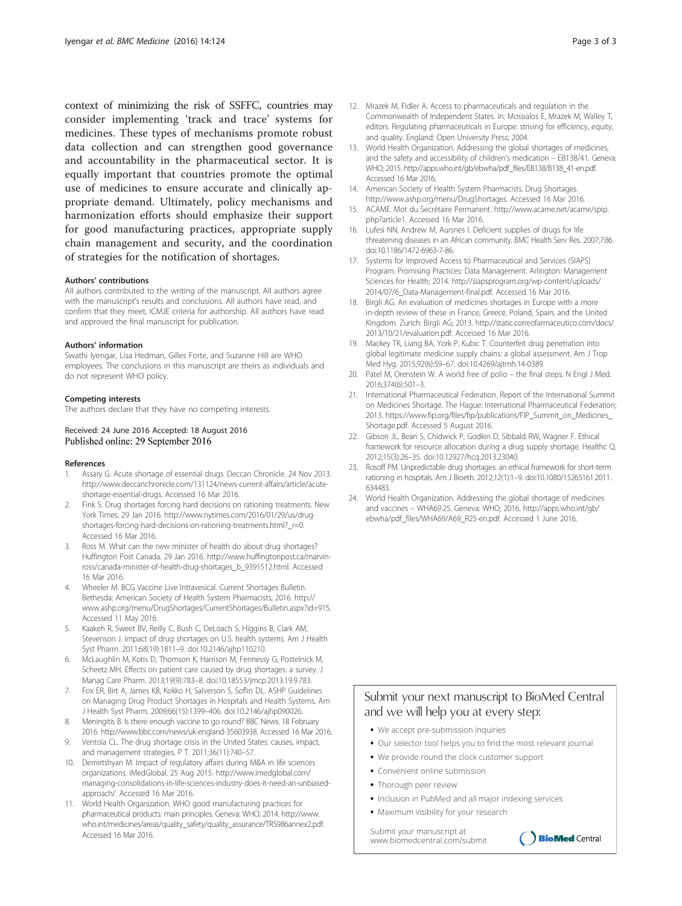context of minimizing the risk of SSFFC, countries may consider implementing 'track and trace' systems for medicines. These types of mechanisms promote robust data collection and can strengthen good governance and accountability in the pharmaceutical sector. It is equally important that countries promote the optimal use of medicines to ensure accurate and clinically appropriate demand. Ultimately, policy mechanisms and harmonization efforts should emphasize their support for good manufacturing practices, appropriate supply chain management and security, and the coordination of strategies for the notification of shortages.

#### Authors' contributions

All authors contributed to the writing of the manuscript. All authors agree with the manuscript's results and conclusions. All authors have read, and confirm that they meet, ICMJE criteria for authorship. All authors have read and approved the final manuscript for publication.

#### Authors' information

Swathi Iyengar, Lisa Hedman, Gilles Forte, and Suzanne Hill are WHO employees. The conclusions in this manuscript are theirs as individuals and do not represent WHO policy.

#### Competing interests

The authors declare that they have no competing interests.

Received: 24 June 2016 Accepted: 18 August 2016
Published online: 29 September 2016

#### References

1. Assary G. Acute shortage of essential drugs. Deccan Chronicle. 24 Nov 2013. http://www.deccanchronicle.com/131124/news-current-affairs/article/acute-shortage-essential-drugs. Accessed 16 Mar 2016.
2. Fink S. Drug shortages forcing hard decisions on rationing treatments. New York Times. 29 Jan 2016. http://www.nytimes.com/2016/01/29/us/drug-shortages-forcing-hard-decisions-on-rationing-treatments.html?_r=0. Accessed 16 Mar 2016.
3. Ross M. What can the new minister of health do about drug shortages? Huffington Post Canada. 29 Jan 2016. http://www.huffingtonpost.ca/marvin-ross/canada-minister-of-health-drug-shortages_b_9391512.html. Accessed 16 Mar 2016.
4. Wheeler M. BCG Vaccine Live Intravesical. Current Shortages Bulletin. Bethesda: American Society of Health System Pharmacists; 2016. http://www.ashp.org/menu/DrugShortages/CurrentShortages/Bulletin.aspx?id=915. Accessed 11 May 2016.
5. Kaakeh R, Sweet BV, Reilly C, Bush C, DeLoach S, Higgins B, Clark AM, Stevenson J. Impact of drug shortages on U.S. health systems. Am J Health Syst Pharm. 2011;68(19):1811–9. doi:10.2146/ajhp110210.
6. McLaughlin M, Kotis D, Thomson K, Harrison M, Fennessy G, Postelnick M, Scheetz MH. Effects on patient care caused by drug shortages: a survey. J Manag Care Pharm. 2013;19(9):783–8. doi:10.18553/jmcp.2013.19.9.783.
7. Fox ER, Birt A, James KB, Kokko H, Salverson S, Soflin DL. ASHP Guidelines on Managing Drug Product Shortages in Hospitals and Health Systems. Am J Health Syst Pharm. 2009;66(15):1399–406. doi:10.2146/ajhp090026.
8. Meningitis B. Is there enough vaccine to go round? BBC News. 18 February 2016. http://www.bbc.com/news/uk-england-35603938. Accessed 16 Mar 2016.
9. Ventola CL. The drug shortage crisis in the United States: causes, impact, and management strategies. P T. 2011;36(11):740–57.
10. Demirtshyan M. Impact of regulatory affairs during M&A in life sciences organizations. iMedGlobal. 25 Aug 2015. http://www.imedglobal.com/managing-consolidations-in-life-sciences-industry-does-it-need-an-unbiased-approach/. Accessed 16 Mar 2016.
11. World Health Organization. WHO good manufacturing practices for pharmaceutical products: main principles. Geneva: WHO; 2014. http://www.who.int/medicines/areas/quality_safety/quality_assurance/TRS986annex2.pdf. Accessed 16 Mar 2016.
12. Mrazek M, Fidler A. Access to pharmaceuticals and regulation in the Commonwealth of Independent States. In: Mossialos E, Mrazek M, Walley T, editors. Regulating pharmaceuticals in Europe: striving for efficiency, equity, and quality. England: Open University Press; 2004.
13. World Health Organization. Addressing the global shortages of medicines, and the safety and accessibility of children's medication – EB138/41. Geneva: WHO; 2015. http://apps.who.int/gb/ebwha/pdf_files/EB138/B138_41-en.pdf. Accessed 16 Mar 2016.
14. American Society of Health System Pharmacists. Drug Shortages. http://www.ashp.org/menu/DrugShortages. Accessed 16 Mar 2016.
15. ACAME. Mot du Secrétaire Permanent. http://www.acame.net/acame/spip.php?article1. Accessed 16 Mar 2016.
16. Lufesi NN, Andrew M, Aursnes I. Deficient supplies of drugs for life threatening diseases in an African community. BMC Health Serv Res. 2007;7:86. doi:10.1186/1472-6963-7-86.
17. Systems for Improved Access to Pharmaceutical and Services (SIAPS) Program. Promising Practices: Data Management. Arlington: Management Sciences for Health; 2014. http://siapsprogram.org/wp-content/uploads/2014/07/6_Data-Management-final.pdf. Accessed 16 Mar 2016.
18. Birgli AG. An evaluation of medicines shortages in Europe with a more in-depth review of these in France, Greece, Poland, Spain, and the United Kingdom. Zurich: Birgli AG; 2013. http://static.correofarmaceutico.com/docs/2013/10/21/evaluation.pdf. Accessed 16 Mar 2016.
19. Mackey TK, Liang BA, York P, Kubic T. Counterfeit drug penetration into global legitimate medicine supply chains: a global assessment. Am J Trop Med Hyg. 2015;92(6):59–67. doi:10.4269/ajtmh.14-0389.
20. Patel M, Orenstein W. A world free of polio – the final steps. N Engl J Med. 2016;374(6):501–3.
21. International Pharmaceutical Federation. Report of the International Summit on Medicines Shortage. The Hague: International Pharmaceutical Federation; 2013. https://www.fip.org/files/fip/publications/FIP_Summit_on_Medicines_Shortage.pdf. Accessed 5 August 2016.
22. Gibson JL, Bean S, Chidwick P, Godkin D, Sibbald RW, Wagner F. Ethical framework for resource allocation during a drug supply shortage. Healthc Q. 2012;15(3):26–35. doi:10.12927/hcq.2013.23040.
23. Rosoff PM. Unpredictable drug shortages: an ethical framework for short-term rationing in hospitals. Am J Bioeth. 2012;12(1):1–9. doi:10.1080/15265161.2011.634483.
24. World Health Organization. Addressing the global shortage of medicines and vaccines – WHA69.25. Geneva: WHO; 2016. http://apps.who.int/gb/ebwha/pdf_files/WHA69/A69_R25-en.pdf. Accessed 1 June 2016.

Submit your next manuscript to BioMed Central and we will help you at every step:

- We accept pre-submission inquiries
- Our selector tool helps you to find the most relevant journal
- We provide round the clock customer support
- Convenient online submission
- Thorough peer review
- Inclusion in PubMed and all major indexing services
- Maximum visibility for your research

Submit your manuscript at www.biomedcentral.com/submit

BioMed Central